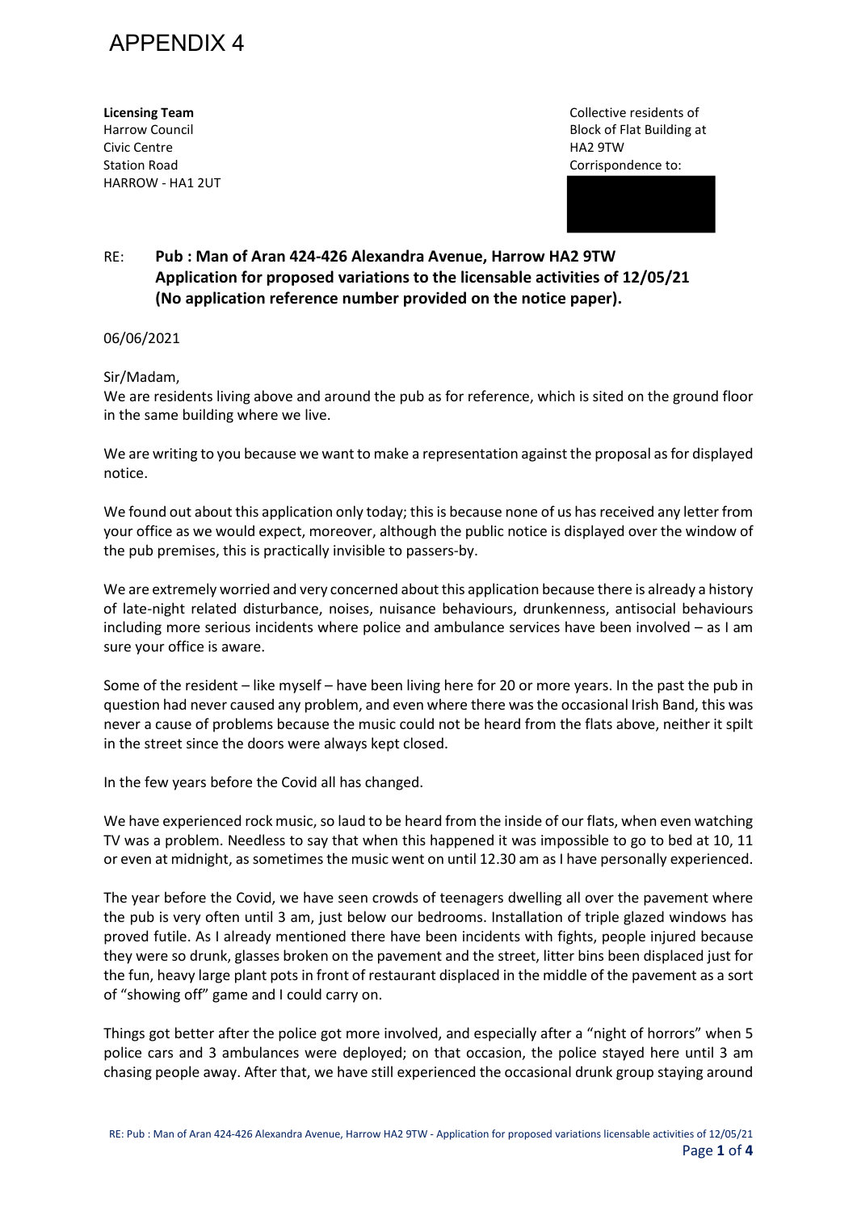# APPENDIX 4

**Licensing Team**
Harrow Council
Civic Centre
Station Road
HARROW - HA1 2UT

Collective residents of
Block of Flat Building at
HA2 9TW
Corrispondence to:

RE: **Pub : Man of Aran 424-426 Alexandra Avenue, Harrow HA2 9TW**
**Application for proposed variations to the licensable activities of 12/05/21**
**(No application reference number provided on the notice paper).**

06/06/2021

Sir/Madam,

We are residents living above and around the pub as for reference, which is sited on the ground floor in the same building where we live.

We are writing to you because we want to make a representation against the proposal as for displayed notice.

We found out about this application only today; this is because none of us has received any letter from your office as we would expect, moreover, although the public notice is displayed over the window of the pub premises, this is practically invisible to passers-by.

We are extremely worried and very concerned about this application because there is already a history of late-night related disturbance, noises, nuisance behaviours, drunkenness, antisocial behaviours including more serious incidents where police and ambulance services have been involved – as I am sure your office is aware.

Some of the resident – like myself – have been living here for 20 or more years. In the past the pub in question had never caused any problem, and even where there was the occasional Irish Band, this was never a cause of problems because the music could not be heard from the flats above, neither it spilt in the street since the doors were always kept closed.

In the few years before the Covid all has changed.

We have experienced rock music, so laud to be heard from the inside of our flats, when even watching TV was a problem. Needless to say that when this happened it was impossible to go to bed at 10, 11 or even at midnight, as sometimes the music went on until 12.30 am as I have personally experienced.

The year before the Covid, we have seen crowds of teenagers dwelling all over the pavement where the pub is very often until 3 am, just below our bedrooms. Installation of triple glazed windows has proved futile. As I already mentioned there have been incidents with fights, people injured because they were so drunk, glasses broken on the pavement and the street, litter bins been displaced just for the fun, heavy large plant pots in front of restaurant displaced in the middle of the pavement as a sort of "showing off" game and I could carry on.

Things got better after the police got more involved, and especially after a "night of horrors" when 5 police cars and 3 ambulances were deployed; on that occasion, the police stayed here until 3 am chasing people away. After that, we have still experienced the occasional drunk group staying around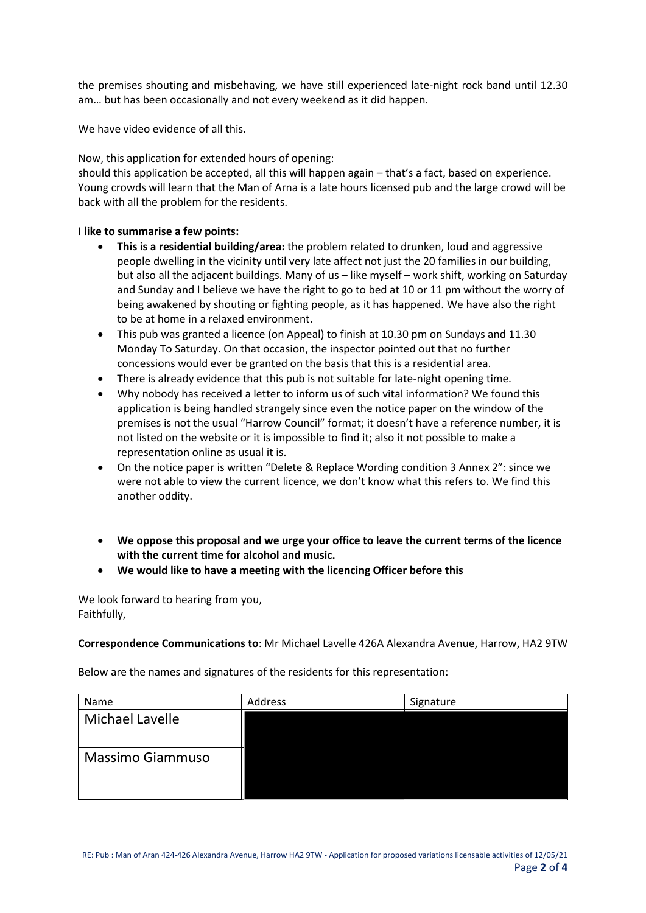the premises shouting and misbehaving, we have still experienced late-night rock band until 12.30 am… but has been occasionally and not every weekend as it did happen.

We have video evidence of all this.

Now, this application for extended hours of opening:
should this application be accepted, all this will happen again – that's a fact, based on experience. Young crowds will learn that the Man of Arna is a late hours licensed pub and the large crowd will be back with all the problem for the residents.

**I like to summarise a few points:**

- **This is a residential building/area:** the problem related to drunken, loud and aggressive people dwelling in the vicinity until very late affect not just the 20 families in our building, but also all the adjacent buildings. Many of us – like myself – work shift, working on Saturday and Sunday and I believe we have the right to go to bed at 10 or 11 pm without the worry of being awakened by shouting or fighting people, as it has happened. We have also the right to be at home in a relaxed environment.
- This pub was granted a licence (on Appeal) to finish at 10.30 pm on Sundays and 11.30 Monday To Saturday. On that occasion, the inspector pointed out that no further concessions would ever be granted on the basis that this is a residential area.
- There is already evidence that this pub is not suitable for late-night opening time.
- Why nobody has received a letter to inform us of such vital information? We found this application is being handled strangely since even the notice paper on the window of the premises is not the usual "Harrow Council" format; it doesn't have a reference number, it is not listed on the website or it is impossible to find it; also it not possible to make a representation online as usual it is.
- On the notice paper is written "Delete & Replace Wording condition 3 Annex 2": since we were not able to view the current licence, we don't know what this refers to. We find this another oddity.

- **We oppose this proposal and we urge your office to leave the current terms of the licence with the current time for alcohol and music.**
- **We would like to have a meeting with the licencing Officer before this**

We look forward to hearing from you,
Faithfully,

**Correspondence Communications to**: Mr Michael Lavelle 426A Alexandra Avenue, Harrow, HA2 9TW

Below are the names and signatures of the residents for this representation:

| Name | Address | Signature |
|---|---|---|
| Michael Lavelle | | |
| Massimo Giammuso | | |

RE: Pub : Man of Aran 424-426 Alexandra Avenue, Harrow HA2 9TW - Application for proposed variations licensable activities of 12/05/21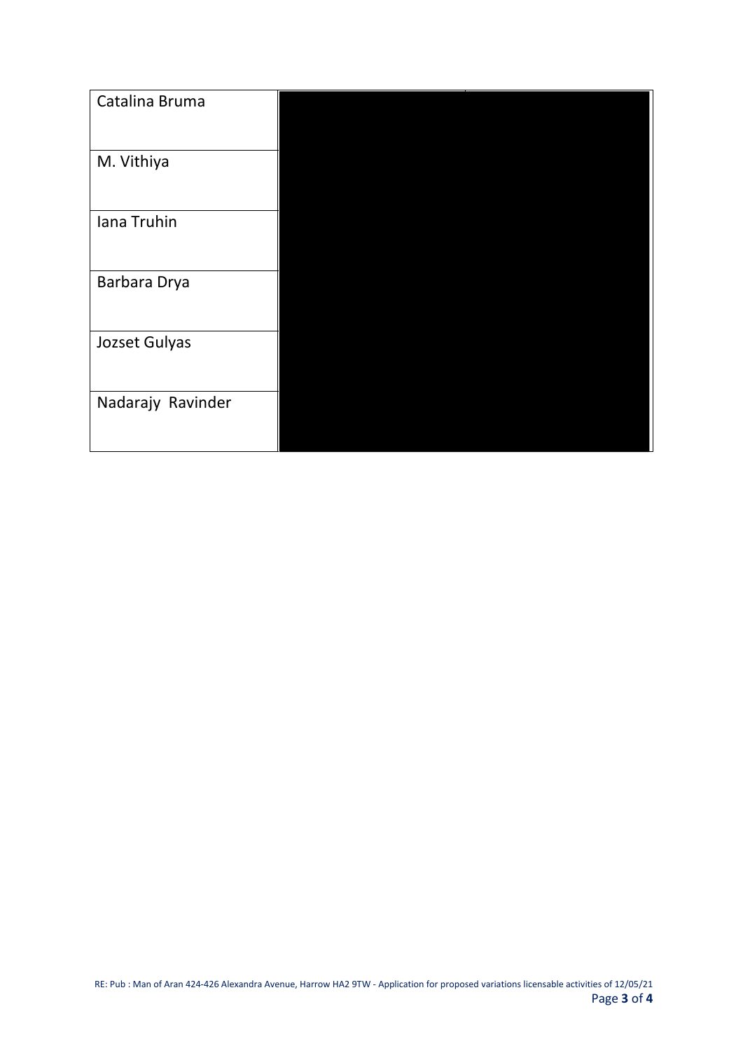| | |
|---|---|
| Catalina Bruma | |
| M. Vithiya | |
| Iana Truhin | |
| Barbara Drya | |
| Jozset Gulyas | |
| Nadarajy Ravinder | |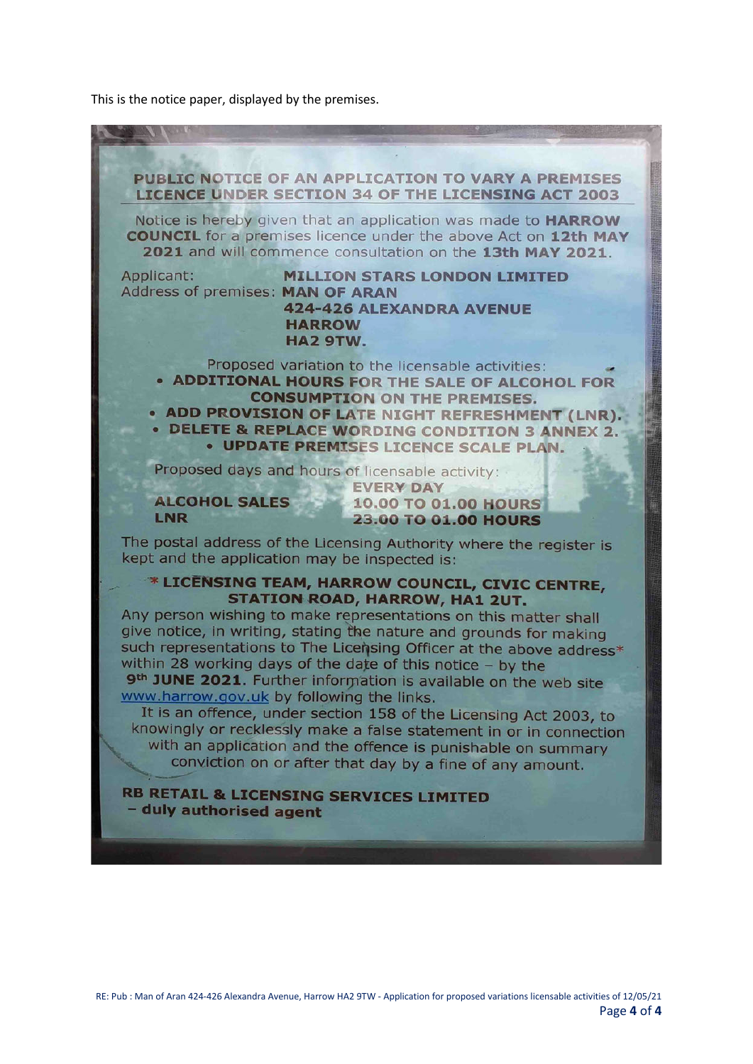This is the notice paper, displayed by the premises.

## PUBLIC NOTICE OF AN APPLICATION TO VARY A PREMISES LICENCE UNDER SECTION 34 OF THE LICENSING ACT 2003

Notice is hereby given that an application was made to **HARROW COUNCIL** for a premises licence under the above Act on **12th MAY 2021** and will commence consultation on the **13th MAY 2021**.

Applicant: **MILLION STARS LONDON LIMITED**
Address of premises: **MAN OF ARAN**
**424-426 ALEXANDRA AVENUE**
**HARROW**
**HA2 9TW.**

Proposed variation to the licensable activities:

- **ADDITIONAL HOURS FOR THE SALE OF ALCOHOL FOR CONSUMPTION ON THE PREMISES.**
- **ADD PROVISION OF LATE NIGHT REFRESHMENT (LNR).**
- **DELETE & REPLACE WORDING CONDITION 3 ANNEX 2.**
- **UPDATE PREMISES LICENCE SCALE PLAN.**

Proposed days and hours of licensable activity:

| | EVERY DAY |
|---|---|
| **ALCOHOL SALES** | **10.00 TO 01.00 HOURS** |
| **LNR** | **23.00 TO 01.00 HOURS** |

The postal address of the Licensing Authority where the register is kept and the application may be inspected is:

**\* LICENSING TEAM, HARROW COUNCIL, CIVIC CENTRE, STATION ROAD, HARROW, HA1 2UT.**

Any person wishing to make representations on this matter shall give notice, in writing, stating the nature and grounds for making such representations to The Licensing Officer at the above address\* within 28 working days of the date of this notice – by the **9th JUNE 2021**. Further information is available on the web site www.harrow.gov.uk by following the links.

It is an offence, under section 158 of the Licensing Act 2003, to knowingly or recklessly make a false statement in or in connection with an application and the offence is punishable on summary conviction on or after that day by a fine of any amount.

**RB RETAIL & LICENSING SERVICES LIMITED**
**– duly authorised agent**